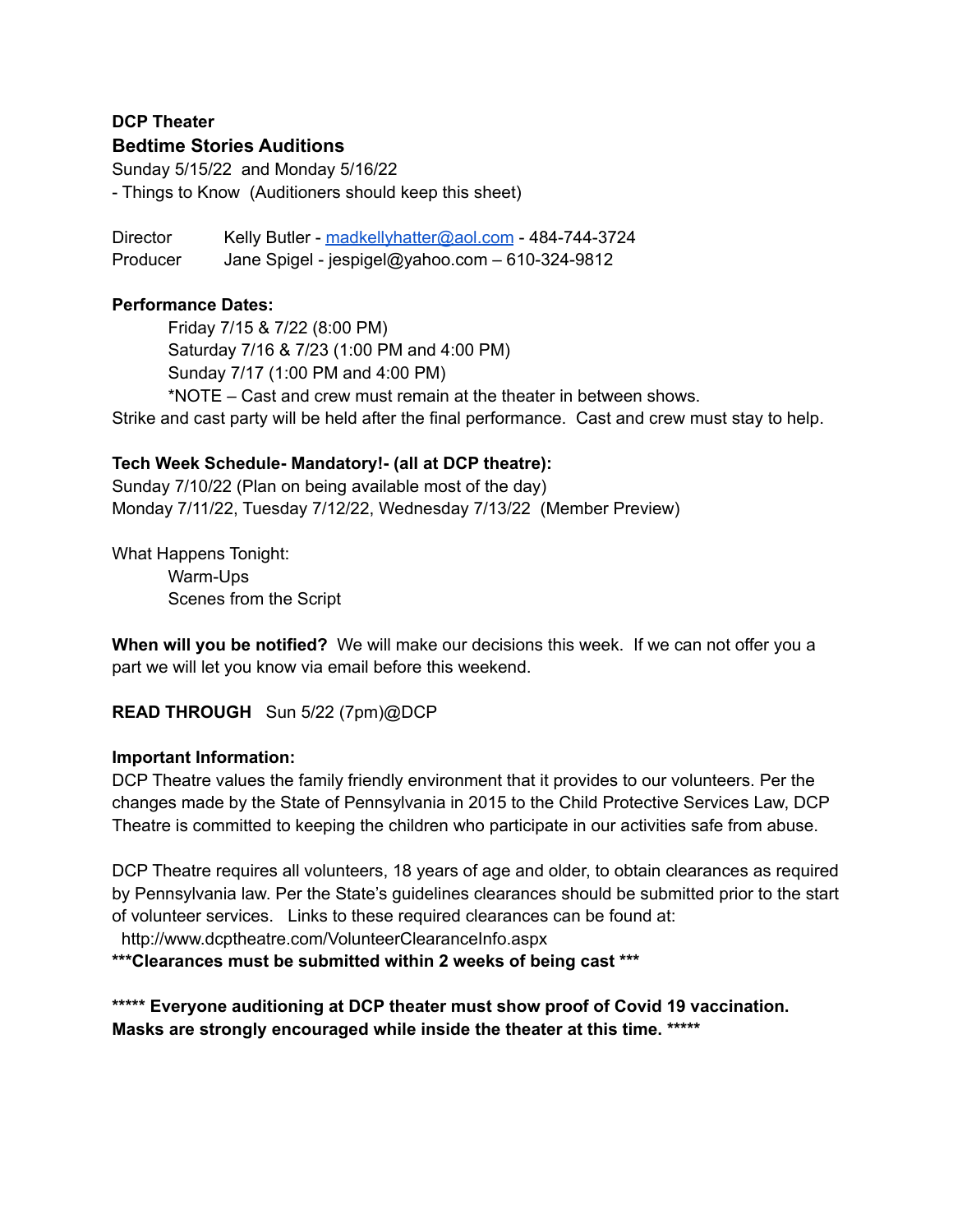**DCP Theater**

## Bedtime Stories Auditions

Sunday 5/15/22 and Monday 5/16/22

- Things to Know (Auditioners should keep this sheet)

Director Kelly Butler - madkellyhatter@aol.com - 484-744-3724

Producer Jane Spigel - jespigel@yahoo.com – 610-324-9812

**Performance Dates:**

Friday 7/15 & 7/22 (8:00 PM)
Saturday 7/16 & 7/23 (1:00 PM and 4:00 PM)
Sunday 7/17 (1:00 PM and 4:00 PM)
*NOTE – Cast and crew must remain at the theater in between shows.

Strike and cast party will be held after the final performance. Cast and crew must stay to help.

**Tech Week Schedule- Mandatory!- (all at DCP theatre):**

Sunday 7/10/22 (Plan on being available most of the day)
Monday 7/11/22, Tuesday 7/12/22, Wednesday 7/13/22 (Member Preview)

What Happens Tonight:

Warm-Ups
Scenes from the Script

**When will you be notified?** We will make our decisions this week. If we can not offer you a part we will let you know via email before this weekend.

**READ THROUGH** Sun 5/22 (7pm)@DCP

**Important Information:**

DCP Theatre values the family friendly environment that it provides to our volunteers. Per the changes made by the State of Pennsylvania in 2015 to the Child Protective Services Law, DCP Theatre is committed to keeping the children who participate in our activities safe from abuse.

DCP Theatre requires all volunteers, 18 years of age and older, to obtain clearances as required by Pennsylvania law. Per the State's guidelines clearances should be submitted prior to the start of volunteer services. Links to these required clearances can be found at:
http://www.dcptheatre.com/VolunteerClearanceInfo.aspx

**\*\*\*Clearances must be submitted within 2 weeks of being cast \*\*\***

**\*\*\*\*\* Everyone auditioning at DCP theater must show proof of Covid 19 vaccination. Masks are strongly encouraged while inside the theater at this time. \*\*\*\*\***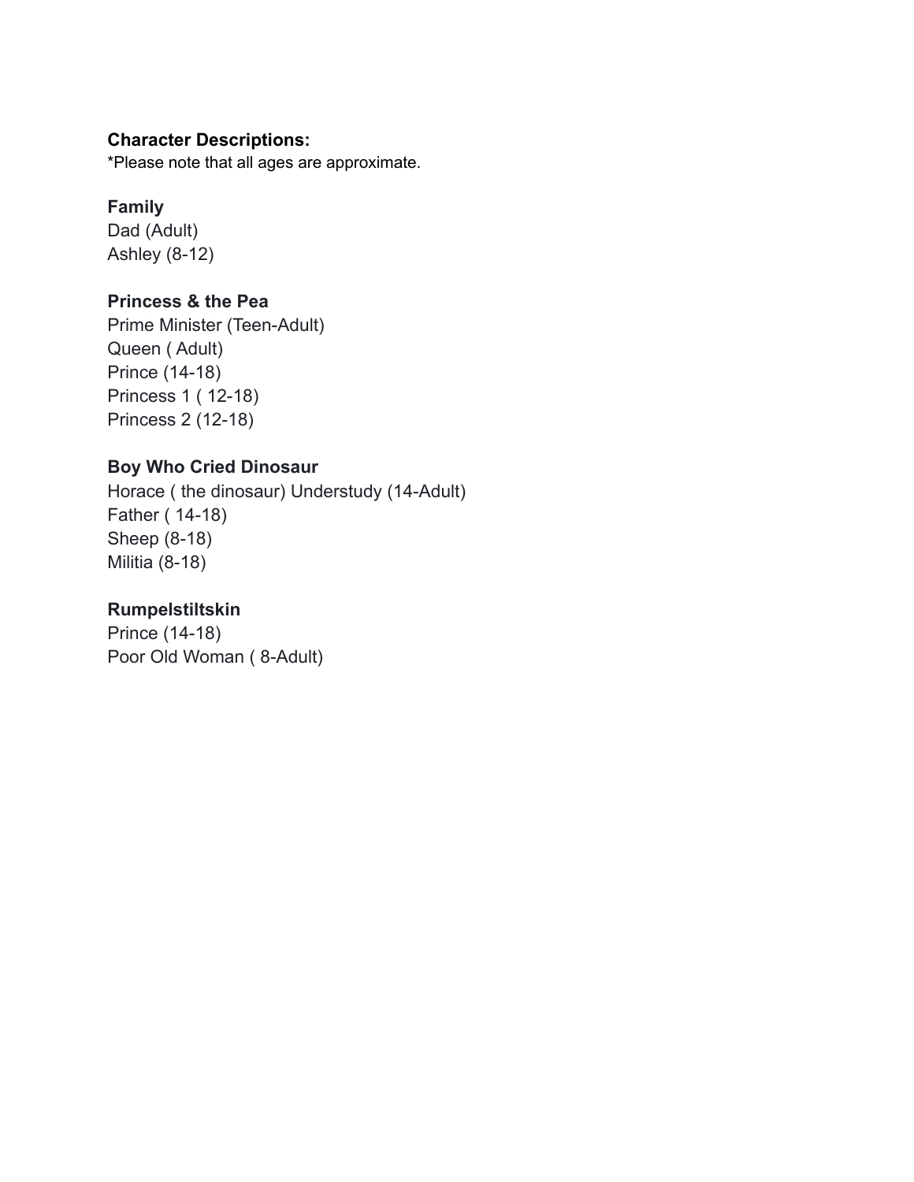**Character Descriptions:**
*Please note that all ages are approximate.

**Family**
Dad (Adult)
Ashley (8-12)

**Princess & the Pea**
Prime Minister (Teen-Adult)
Queen ( Adult)
Prince (14-18)
Princess 1 ( 12-18)
Princess 2 (12-18)

**Boy Who Cried Dinosaur**
Horace ( the dinosaur) Understudy (14-Adult)
Father ( 14-18)
Sheep (8-18)
Militia (8-18)

**Rumpelstiltskin**
Prince (14-18)
Poor Old Woman ( 8-Adult)